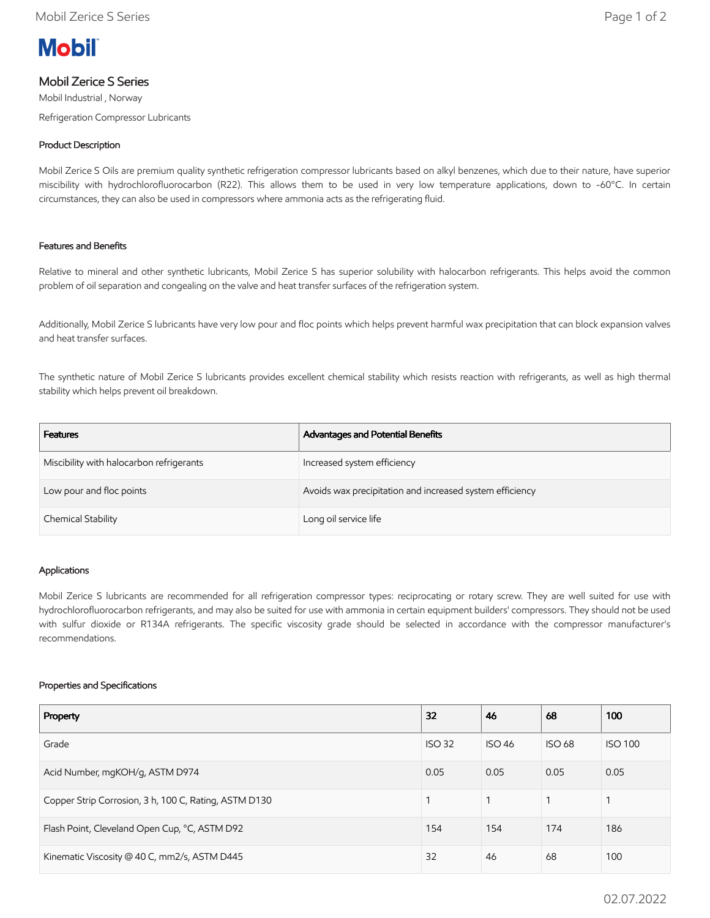# Mobil Zerice S Series

Mobil Industrial , Norway

Refrigeration Compressor Lubricants

## Product Description

Mobil Zerice S Oils are premium quality synthetic refrigeration compressor lubricants based on alkyl benzenes, which due to their nature, have superior miscibility with hydrochlorofluorocarbon (R22). This allows them to be used in very low temperature applications, down to -60°C. In certain circumstances, they can also be used in compressors where ammonia acts as the refrigerating fluid.

## Features and Benefits

Relative to mineral and other synthetic lubricants, Mobil Zerice S has superior solubility with halocarbon refrigerants. This helps avoid the common problem of oil separation and congealing on the valve and heat transfer surfaces of the refrigeration system.

Additionally, Mobil Zerice S lubricants have very low pour and floc points which helps prevent harmful wax precipitation that can block expansion valves and heat transfer surfaces.

The synthetic nature of Mobil Zerice S lubricants provides excellent chemical stability which resists reaction with refrigerants, as well as high thermal stability which helps prevent oil breakdown.

| Features | Advantages and Potential Benefits |
| --- | --- |
| Miscibility with halocarbon refrigerants | Increased system efficiency |
| Low pour and floc points | Avoids wax precipitation and increased system efficiency |
| Chemical Stability | Long oil service life |

## Applications

Mobil Zerice S lubricants are recommended for all refrigeration compressor types: reciprocating or rotary screw. They are well suited for use with hydrochlorofluorocarbon refrigerants, and may also be suited for use with ammonia in certain equipment builders' compressors. They should not be used with sulfur dioxide or R134A refrigerants. The specific viscosity grade should be selected in accordance with the compressor manufacturer's recommendations.

## Properties and Specifications

| Property | 32 | 46 | 68 | 100 |
| --- | --- | --- | --- | --- |
| Grade | ISO 32 | ISO 46 | ISO 68 | ISO 100 |
| Acid Number, mgKOH/g, ASTM D974 | 0.05 | 0.05 | 0.05 | 0.05 |
| Copper Strip Corrosion, 3 h, 100 C, Rating, ASTM D130 | 1 | 1 | 1 | 1 |
| Flash Point, Cleveland Open Cup, °C, ASTM D92 | 154 | 154 | 174 | 186 |
| Kinematic Viscosity @ 40 C, mm2/s, ASTM D445 | 32 | 46 | 68 | 100 |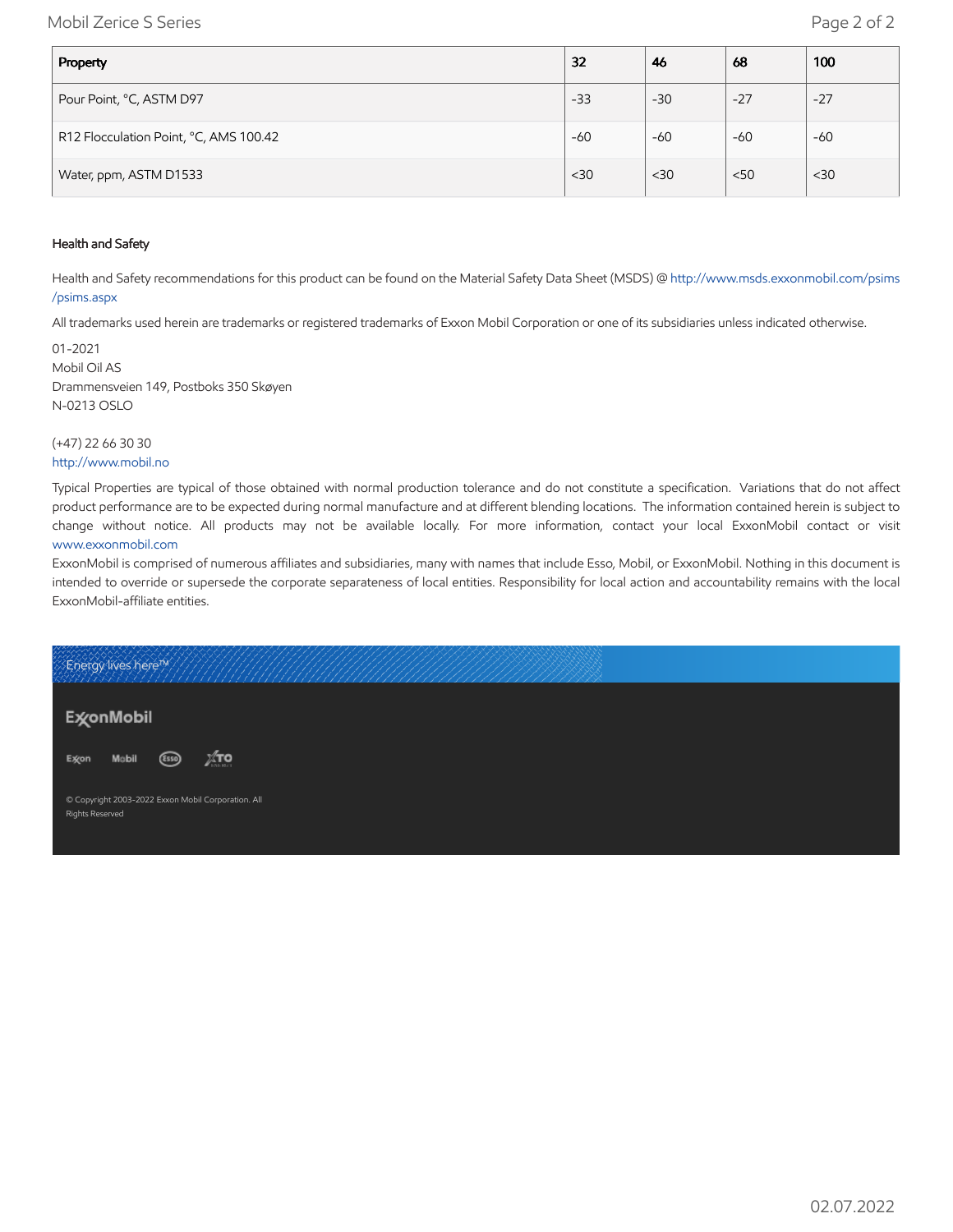| Property | 32 | 46 | 68 | 100 |
| --- | --- | --- | --- | --- |
| Pour Point, °C, ASTM D97 | -33 | -30 | -27 | -27 |
| R12 Flocculation Point, °C, AMS 100.42 | -60 | -60 | -60 | -60 |
| Water, ppm, ASTM D1533 | <30 | <30 | <50 | <30 |

### Health and Safety

Health and Safety recommendations for this product can be found on the Material Safety Data Sheet (MSDS) @ http://www.msds.exxonmobil.com/psims/psims.aspx

All trademarks used herein are trademarks or registered trademarks of Exxon Mobil Corporation or one of its subsidiaries unless indicated otherwise.

01-2021
Mobil Oil AS
Drammensveien 149, Postboks 350 Skøyen
N-0213 OSLO

(+47) 22 66 30 30
http://www.mobil.no

Typical Properties are typical of those obtained with normal production tolerance and do not constitute a specification. Variations that do not affect product performance are to be expected during normal manufacture and at different blending locations. The information contained herein is subject to change without notice. All products may not be available locally. For more information, contact your local ExxonMobil contact or visit www.exxonmobil.com

ExxonMobil is comprised of numerous affiliates and subsidiaries, many with names that include Esso, Mobil, or ExxonMobil. Nothing in this document is intended to override or supersede the corporate separateness of local entities. Responsibility for local action and accountability remains with the local ExxonMobil-affiliate entities.

Energy lives here™

ExxonMobil

Exxon Mobil Esso XTO

© Copyright 2003-2022 Exxon Mobil Corporation. All Rights Reserved